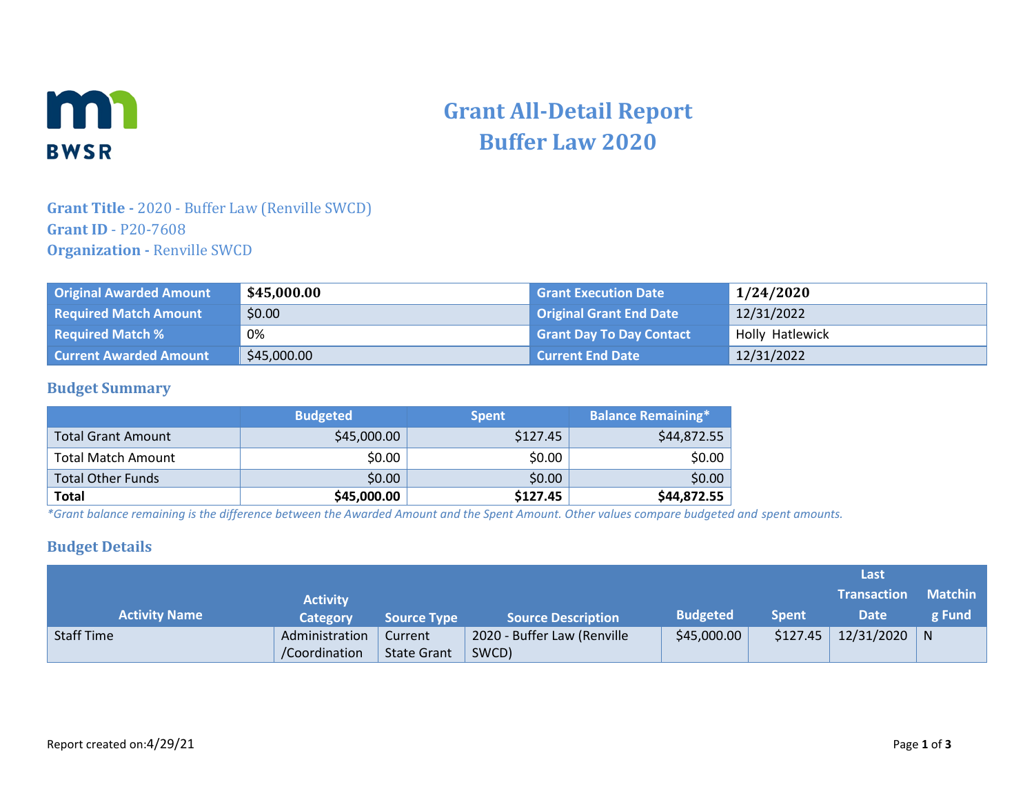# Grant All-Detail Report
# Buffer Law 2020

**Grant Title -** 2020 - Buffer Law (Renville SWCD)
**Grant ID** - P20-7608
**Organization -** Renville SWCD

| | | | |
|---|---|---|---|
| Original Awarded Amount | **$45,000.00** | Grant Execution Date | **1/24/2020** |
| Required Match Amount | $0.00 | Original Grant End Date | 12/31/2022 |
| Required Match % | 0% | Grant Day To Day Contact | Holly Hatlewick |
| Current Awarded Amount | $45,000.00 | Current End Date | 12/31/2022 |

## Budget Summary

| | Budgeted | Spent | Balance Remaining* |
|---|---|---|---|
| Total Grant Amount | $45,000.00 | $127.45 | $44,872.55 |
| Total Match Amount | $0.00 | $0.00 | $0.00 |
| Total Other Funds | $0.00 | $0.00 | $0.00 |
| **Total** | **$45,000.00** | **$127.45** | **$44,872.55** |

*\*Grant balance remaining is the difference between the Awarded Amount and the Spent Amount. Other values compare budgeted and spent amounts.*

## Budget Details

| Activity Name | Activity Category | Source Type | Source Description | Budgeted | Spent | Last Transaction Date | Matching Fund |
|---|---|---|---|---|---|---|---|
| Staff Time | Administration /Coordination | Current State Grant | 2020 - Buffer Law (Renville SWCD) | $45,000.00 | $127.45 | 12/31/2020 | N |

Report created on:4/29/21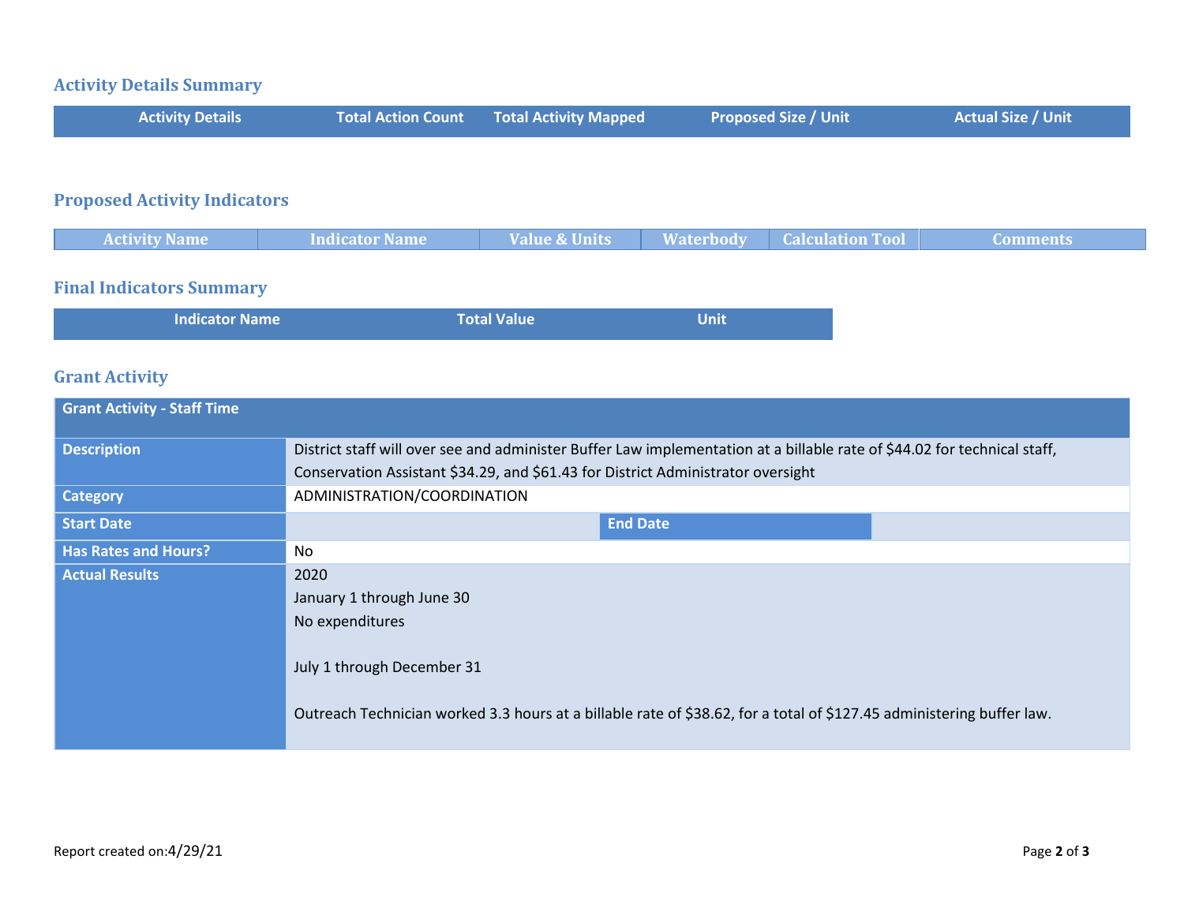## Activity Details Summary

| Activity Details | Total Action Count | Total Activity Mapped | Proposed Size / Unit | Actual Size / Unit |
|---|---|---|---|---|

## Proposed Activity Indicators

| Activity Name | Indicator Name | Value & Units | Waterbody | Calculation Tool | Comments |
|---|---|---|---|---|---|

## Final Indicators Summary

| Indicator Name | Total Value | Unit |
|---|---|---|

## Grant Activity

| Grant Activity - Staff Time | | | |
|---|---|---|---|
| **Description** | District staff will over see and administer Buffer Law implementation at a billable rate of $44.02 for technical staff, Conservation Assistant $34.29, and $61.43 for District Administrator oversight | | |
| **Category** | ADMINISTRATION/COORDINATION | | |
| **Start Date** | | **End Date** | |
| **Has Rates and Hours?** | No | | |
| **Actual Results** | 2020<br>January 1 through June 30<br>No expenditures<br><br>July 1 through December 31<br><br>Outreach Technician worked 3.3 hours at a billable rate of $38.62, for a total of $127.45 administering buffer law. | | |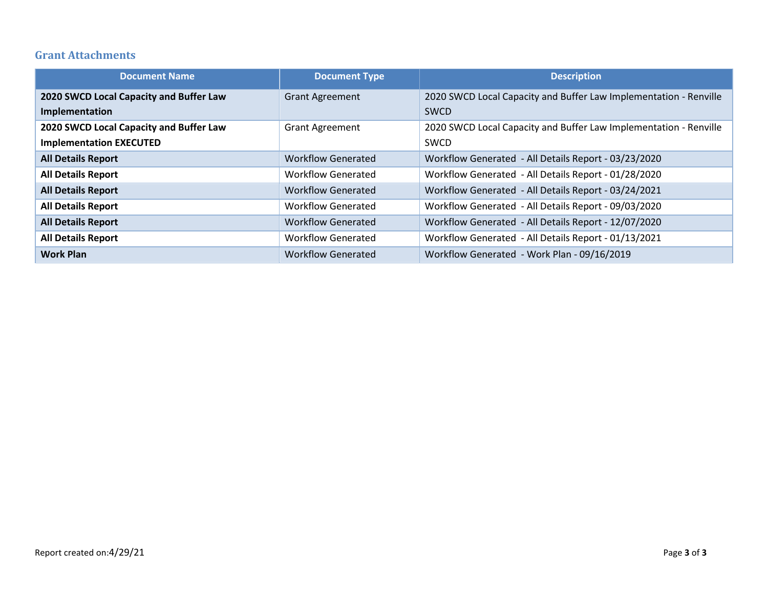## Grant Attachments

| Document Name | Document Type | Description |
| --- | --- | --- |
| **2020 SWCD Local Capacity and Buffer Law Implementation** | Grant Agreement | 2020 SWCD Local Capacity and Buffer Law Implementation - Renville SWCD |
| **2020 SWCD Local Capacity and Buffer Law Implementation EXECUTED** | Grant Agreement | 2020 SWCD Local Capacity and Buffer Law Implementation - Renville SWCD |
| **All Details Report** | Workflow Generated | Workflow Generated - All Details Report - 03/23/2020 |
| **All Details Report** | Workflow Generated | Workflow Generated - All Details Report - 01/28/2020 |
| **All Details Report** | Workflow Generated | Workflow Generated - All Details Report - 03/24/2021 |
| **All Details Report** | Workflow Generated | Workflow Generated - All Details Report - 09/03/2020 |
| **All Details Report** | Workflow Generated | Workflow Generated - All Details Report - 12/07/2020 |
| **All Details Report** | Workflow Generated | Workflow Generated - All Details Report - 01/13/2021 |
| **Work Plan** | Workflow Generated | Workflow Generated - Work Plan - 09/16/2019 |

Report created on:4/29/21